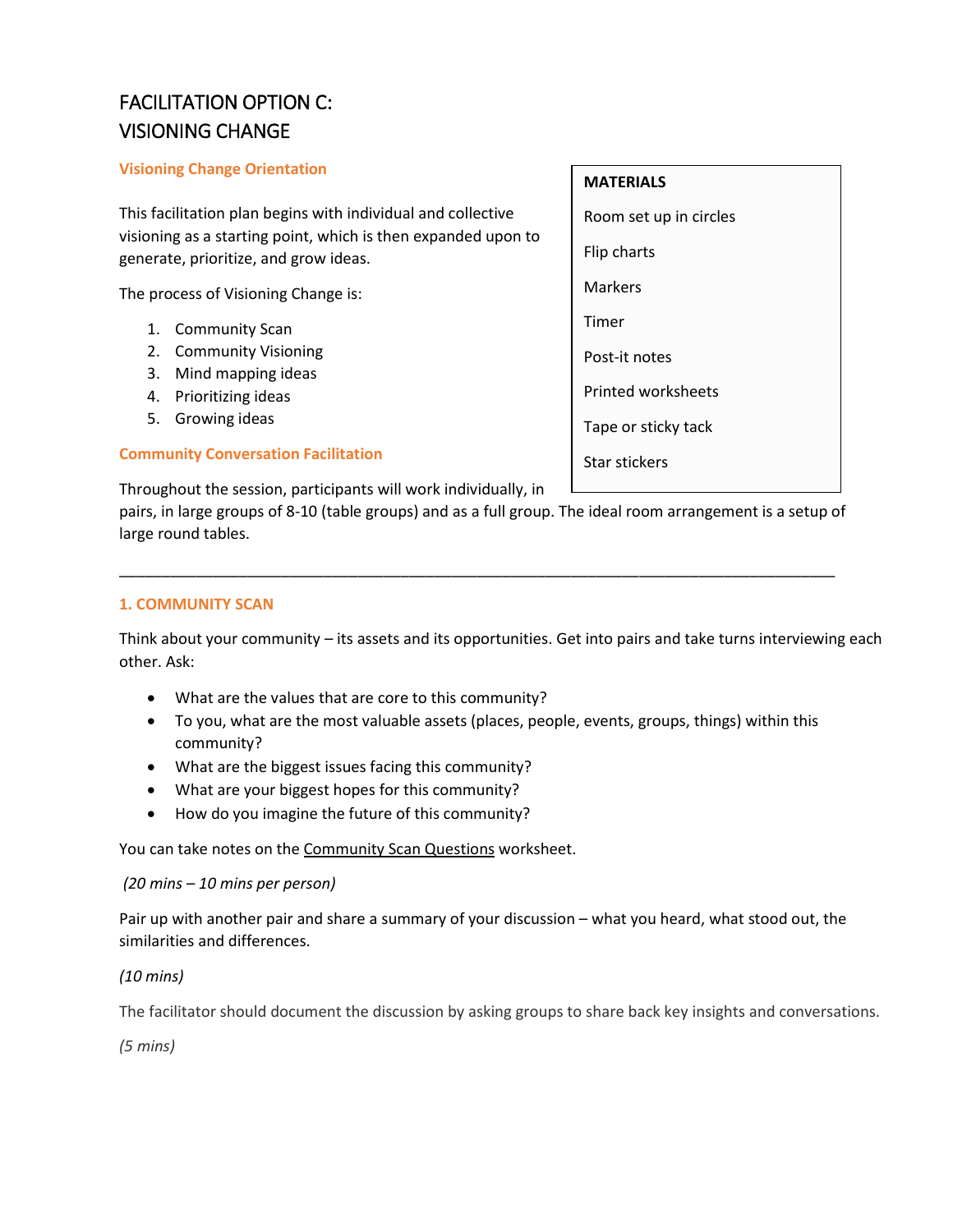# FACILITATION OPTION C:
# VISIONING CHANGE

## Visioning Change Orientation

This facilitation plan begins with individual and collective visioning as a starting point, which is then expanded upon to generate, prioritize, and grow ideas.

The process of Visioning Change is:

1. Community Scan
2. Community Visioning
3. Mind mapping ideas
4. Prioritizing ideas
5. Growing ideas

**MATERIALS**

- Room set up in circles
- Flip charts
- Markers
- Timer
- Post-it notes
- Printed worksheets
- Tape or sticky tack
- Star stickers

## Community Conversation Facilitation

Throughout the session, participants will work individually, in pairs, in large groups of 8-10 (table groups) and as a full group. The ideal room arrangement is a setup of large round tables.

---

## 1. COMMUNITY SCAN

Think about your community – its assets and its opportunities. Get into pairs and take turns interviewing each other. Ask:

- What are the values that are core to this community?
- To you, what are the most valuable assets (places, people, events, groups, things) within this community?
- What are the biggest issues facing this community?
- What are your biggest hopes for this community?
- How do you imagine the future of this community?

You can take notes on the Community Scan Questions worksheet.

*(20 mins – 10 mins per person)*

Pair up with another pair and share a summary of your discussion – what you heard, what stood out, the similarities and differences.

*(10 mins)*

The facilitator should document the discussion by asking groups to share back key insights and conversations.

*(5 mins)*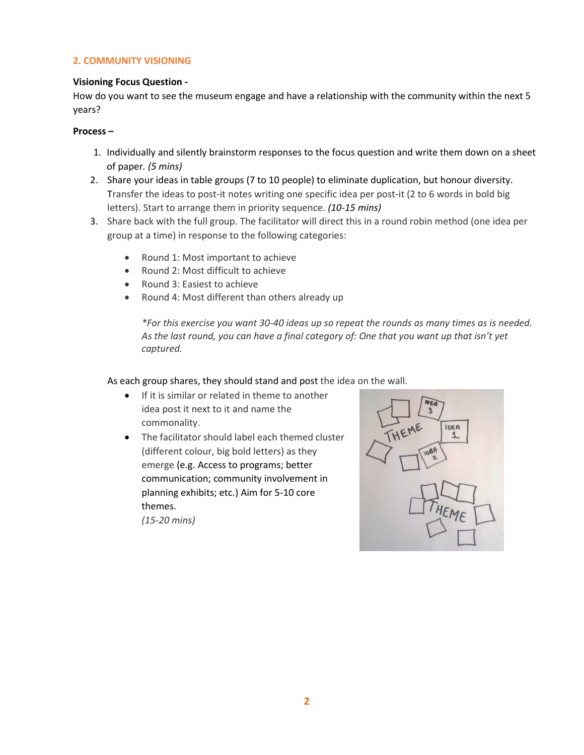## 2. COMMUNITY VISIONING

**Visioning Focus Question -**
How do you want to see the museum engage and have a relationship with the community within the next 5 years?

**Process –**

1. Individually and silently brainstorm responses to the focus question and write them down on a sheet of paper. *(5 mins)*
2. Share your ideas in table groups (7 to 10 people) to eliminate duplication, but honour diversity. Transfer the ideas to post-it notes writing one specific idea per post-it (2 to 6 words in bold big letters). Start to arrange them in priority sequence. *(10-15 mins)*
3. Share back with the full group. The facilitator will direct this in a round robin method (one idea per group at a time) in response to the following categories:
   - Round 1: Most important to achieve
   - Round 2: Most difficult to achieve
   - Round 3: Easiest to achieve
   - Round 4: Most different than others already up

   *\*For this exercise you want 30-40 ideas up so repeat the rounds as many times as is needed. As the last round, you can have a final category of: One that you want up that isn't yet captured.*

   As each group shares, they should stand and post the idea on the wall.
   - If it is similar or related in theme to another idea post it next to it and name the commonality.
   - The facilitator should label each themed cluster (different colour, big bold letters) as they emerge (e.g. Access to programs; better communication; community involvement in planning exhibits; etc.) Aim for 5-10 core themes.
   *(15-20 mins)*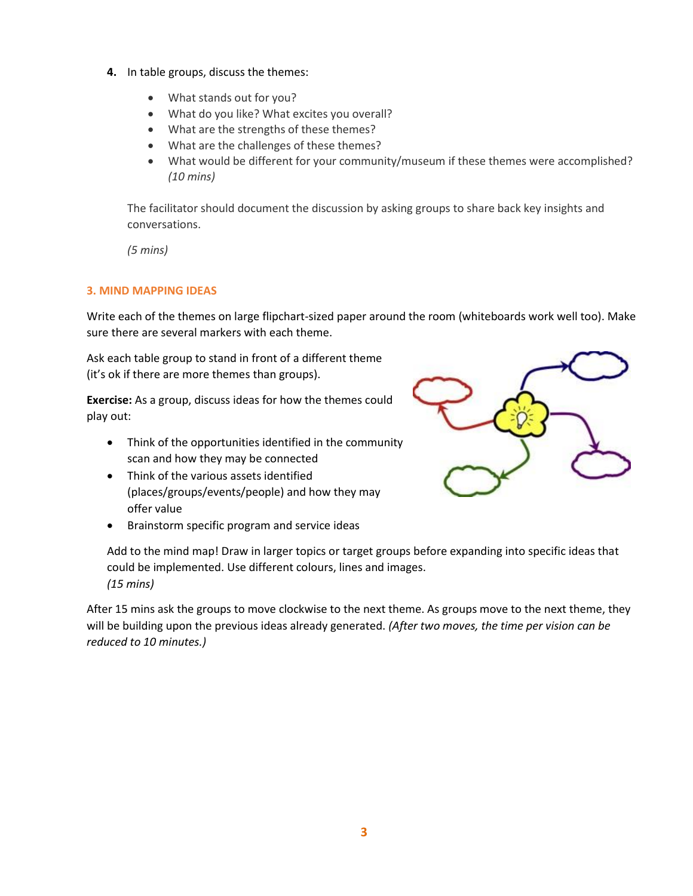4. In table groups, discuss the themes:

   - What stands out for you?
   - What do you like? What excites you overall?
   - What are the strengths of these themes?
   - What are the challenges of these themes?
   - What would be different for your community/museum if these themes were accomplished? *(10 mins)*

   The facilitator should document the discussion by asking groups to share back key insights and conversations.

   *(5 mins)*

## 3. MIND MAPPING IDEAS

Write each of the themes on large flipchart-sized paper around the room (whiteboards work well too). Make sure there are several markers with each theme.

Ask each table group to stand in front of a different theme (it's ok if there are more themes than groups).

**Exercise:** As a group, discuss ideas for how the themes could play out:

- Think of the opportunities identified in the community scan and how they may be connected
- Think of the various assets identified (places/groups/events/people) and how they may offer value
- Brainstorm specific program and service ideas

Add to the mind map! Draw in larger topics or target groups before expanding into specific ideas that could be implemented. Use different colours, lines and images.
*(15 mins)*

After 15 mins ask the groups to move clockwise to the next theme. As groups move to the next theme, they will be building upon the previous ideas already generated. *(After two moves, the time per vision can be reduced to 10 minutes.)*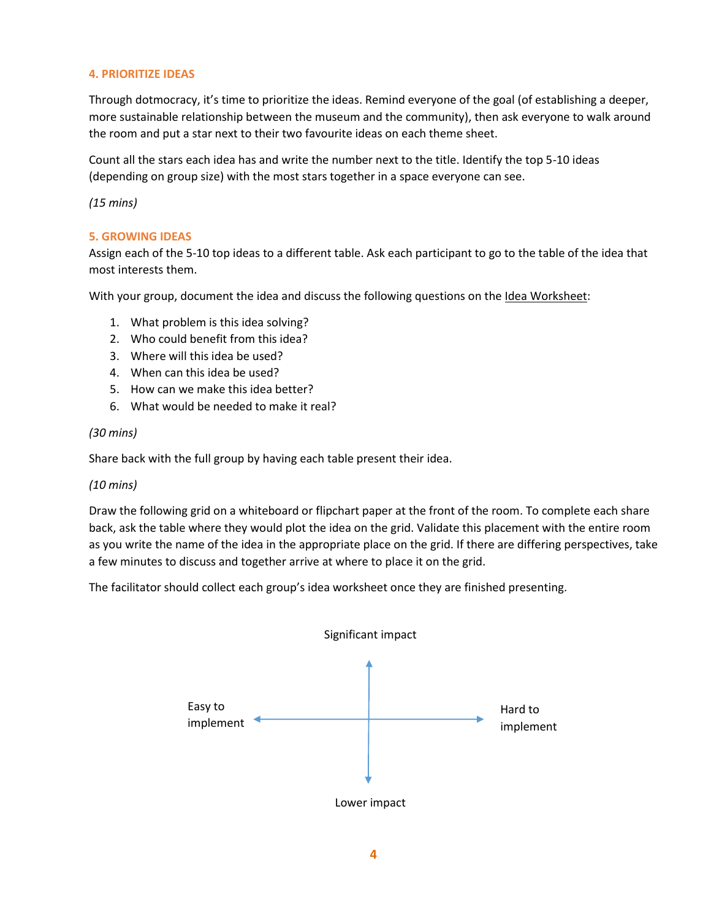## 4. PRIORITIZE IDEAS

Through dotmocracy, it's time to prioritize the ideas. Remind everyone of the goal (of establishing a deeper, more sustainable relationship between the museum and the community), then ask everyone to walk around the room and put a star next to their two favourite ideas on each theme sheet.

Count all the stars each idea has and write the number next to the title. Identify the top 5-10 ideas (depending on group size) with the most stars together in a space everyone can see.

*(15 mins)*

## 5. GROWING IDEAS

Assign each of the 5-10 top ideas to a different table. Ask each participant to go to the table of the idea that most interests them.

With your group, document the idea and discuss the following questions on the Idea Worksheet:

1. What problem is this idea solving?
2. Who could benefit from this idea?
3. Where will this idea be used?
4. When can this idea be used?
5. How can we make this idea better?
6. What would be needed to make it real?

*(30 mins)*

Share back with the full group by having each table present their idea.

*(10 mins)*

Draw the following grid on a whiteboard or flipchart paper at the front of the room. To complete each share back, ask the table where they would plot the idea on the grid. Validate this placement with the entire room as you write the name of the idea in the appropriate place on the grid. If there are differing perspectives, take a few minutes to discuss and together arrive at where to place it on the grid.

The facilitator should collect each group's idea worksheet once they are finished presenting.

Significant impact

Easy to implement

Hard to implement

Lower impact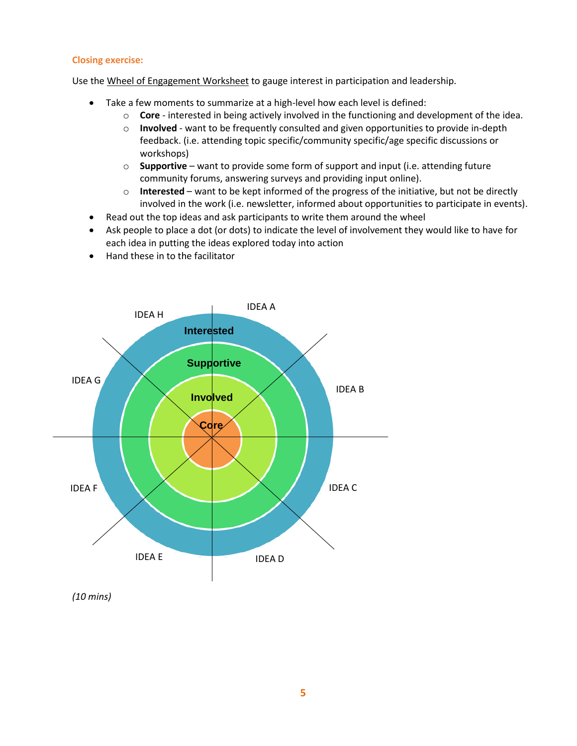**Closing exercise:**

Use the Wheel of Engagement Worksheet to gauge interest in participation and leadership.

- Take a few moments to summarize at a high-level how each level is defined:
  - **Core** - interested in being actively involved in the functioning and development of the idea.
  - **Involved** - want to be frequently consulted and given opportunities to provide in-depth feedback. (i.e. attending topic specific/community specific/age specific discussions or workshops)
  - **Supportive** – want to provide some form of support and input (i.e. attending future community forums, answering surveys and providing input online).
  - **Interested** – want to be kept informed of the progress of the initiative, but not be directly involved in the work (i.e. newsletter, informed about opportunities to participate in events).
- Read out the top ideas and ask participants to write them around the wheel
- Ask people to place a dot (or dots) to indicate the level of involvement they would like to have for each idea in putting the ideas explored today into action
- Hand these in to the facilitator

IDEA A, IDEA B, IDEA C, IDEA D, IDEA E, IDEA F, IDEA G, IDEA H

Interested, Supportive, Involved, Core

*(10 mins)*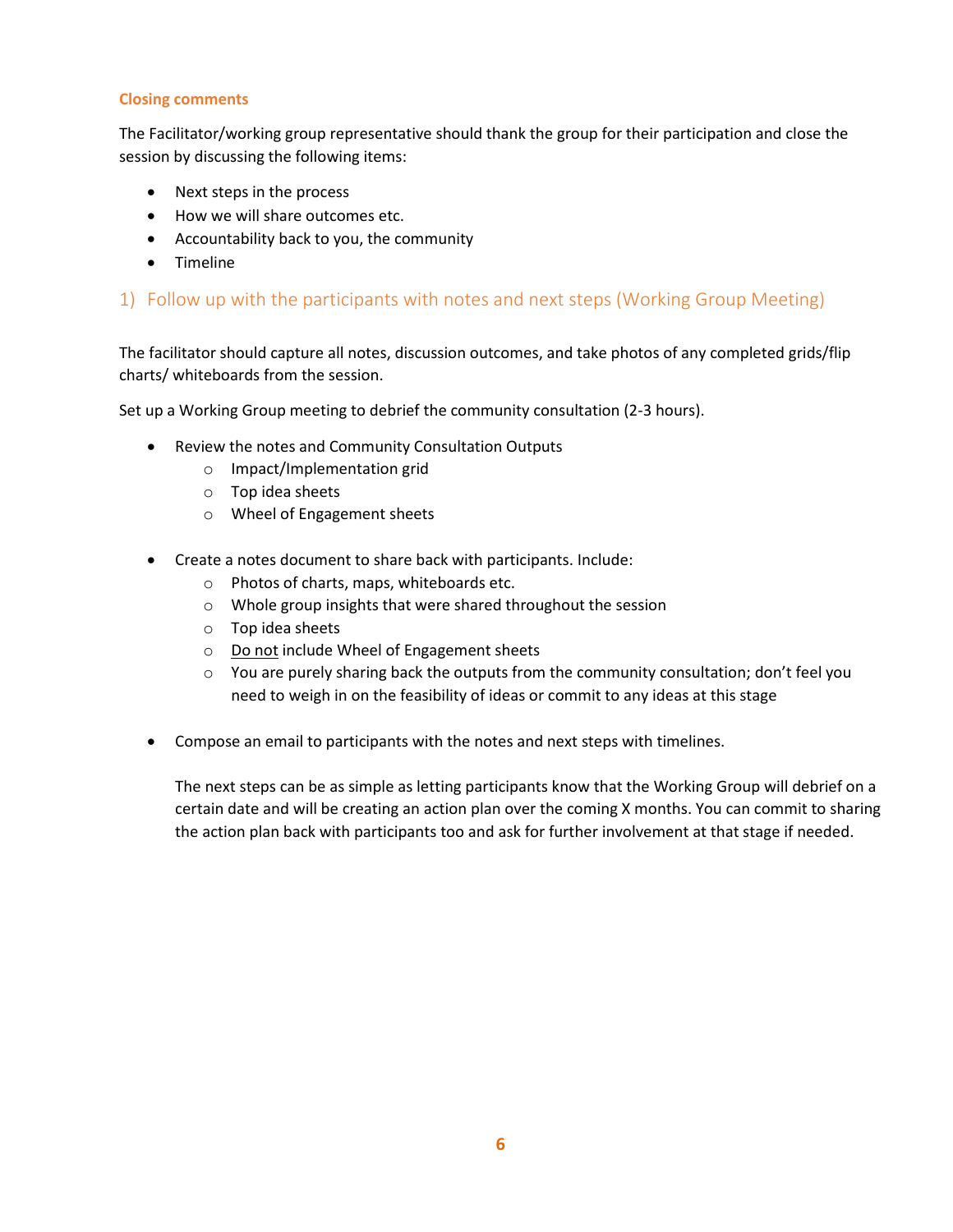**Closing comments**

The Facilitator/working group representative should thank the group for their participation and close the session by discussing the following items:

- Next steps in the process
- How we will share outcomes etc.
- Accountability back to you, the community
- Timeline

## 1) Follow up with the participants with notes and next steps (Working Group Meeting)

The facilitator should capture all notes, discussion outcomes, and take photos of any completed grids/flip charts/ whiteboards from the session.

Set up a Working Group meeting to debrief the community consultation (2-3 hours).

- Review the notes and Community Consultation Outputs
    - Impact/Implementation grid
    - Top idea sheets
    - Wheel of Engagement sheets

- Create a notes document to share back with participants. Include:
    - Photos of charts, maps, whiteboards etc.
    - Whole group insights that were shared throughout the session
    - Top idea sheets
    - <u>Do not</u> include Wheel of Engagement sheets
    - You are purely sharing back the outputs from the community consultation; don't feel you need to weigh in on the feasibility of ideas or commit to any ideas at this stage

- Compose an email to participants with the notes and next steps with timelines.

  The next steps can be as simple as letting participants know that the Working Group will debrief on a certain date and will be creating an action plan over the coming X months. You can commit to sharing the action plan back with participants too and ask for further involvement at that stage if needed.